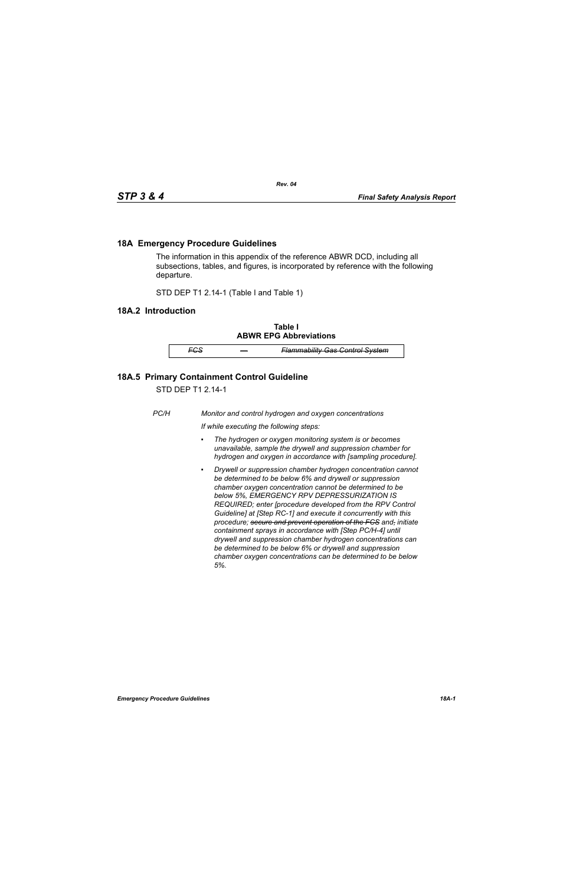## 18A Emergency Procedure Guidelines

The information in this appendix of the reference ABWR DCD, including all subsections, tables, and figures, is incorporated by reference with the following departure.

STD DEP T1 2.14-1 (Table I and Table 1)

## 18A.2 Introduction

**Table I**
**ABWR EPG Abbreviations**

| | | |
|---|---|---|
| ~~*FCS*~~ | — | ~~*Flammability Gas Control System*~~ |

## 18A.5 Primary Containment Control Guideline

STD DEP T1 2.14-1

*PC/H* *Monitor and control hydrogen and oxygen concentrations*

*If while executing the following steps:*

- *The hydrogen or oxygen monitoring system is or becomes unavailable, sample the drywell and suppression chamber for hydrogen and oxygen in accordance with [sampling procedure].*
- *Drywell or suppression chamber hydrogen concentration cannot be determined to be below 6% and drywell or suppression chamber oxygen concentration cannot be determined to be below 5%, EMERGENCY RPV DEPRESSURIZATION IS REQUIRED; enter [procedure developed from the RPV Control Guideline] at [Step RC-1] and execute it concurrently with this procedure; ~~secure and prevent operation of the FCS~~ and~~,~~ initiate containment sprays in accordance with [Step PC/H-4] until drywell and suppression chamber hydrogen concentrations can be determined to be below 6% or drywell and suppression chamber oxygen concentrations can be determined to be below 5%.*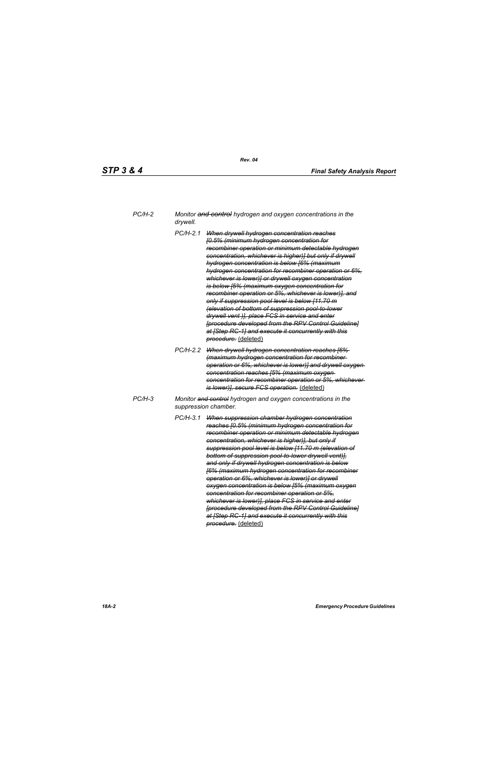PC/H-2 *Monitor ~~and control~~ hydrogen and oxygen concentrations in the drywell.*

PC/H-2.1 *~~When drywell hydrogen concentration reaches [0.5% (minimum hydrogen concentration for recombiner operation or minimum detectable hydrogen concentration, whichever is higher)] but only if drywell hydrogen concentration is below [6% (maximum hydrogen concentration for recombiner operation or 6%, whichever is lower)] or drywell oxygen concentration is below [5% (maximum oxygen concentration for recombiner operation or 5%, whichever is lower)], and only if suppression pool level is below [11.70 m (elevation of bottom of suppression pool-to-lower drywell vent )], place FCS in service and enter [procedure developed from the RPV Control Guideline] at [Step RC-1] and execute it concurrently with this procedure.~~* <u>(deleted)</u>

PC/H-2.2 *~~When drywell hydrogen concentration reaches [6% (maximum hydrogen concentration for recombiner operation or 6%, whichever is lower)] and drywell oxygen concentration reaches [5% (maximum oxygen concentration for recombiner operation or 5%, whichever is lower)], secure FCS operation.~~* <u>(deleted)</u>

PC/H-3 *Monitor ~~and control~~ hydrogen and oxygen concentrations in the suppression chamber.*

PC/H-3.1 *~~When suppression chamber hydrogen concentration reaches [0.5% (minimum hydrogen concentration for recombiner operation or minimum detectable hydrogen concentration, whichever is higher)], but only if suppression pool level is below [11.70 m (elevation of bottom of suppression pool-to-lower drywell vent)], and only if drywell hydrogen concentration is below [6% (maximum hydrogen concentration for recombiner operation or 6%, whichever is lower)] or drywell oxygen concentration is below [5% (maximum oxygen concentration for recombiner operation or 5%, whichever is lower)], place FCS in service and enter [procedure developed from the RPV Control Guideline] at [Step RC-1] and execute it concurrently with this procedure.~~* <u>(deleted)</u>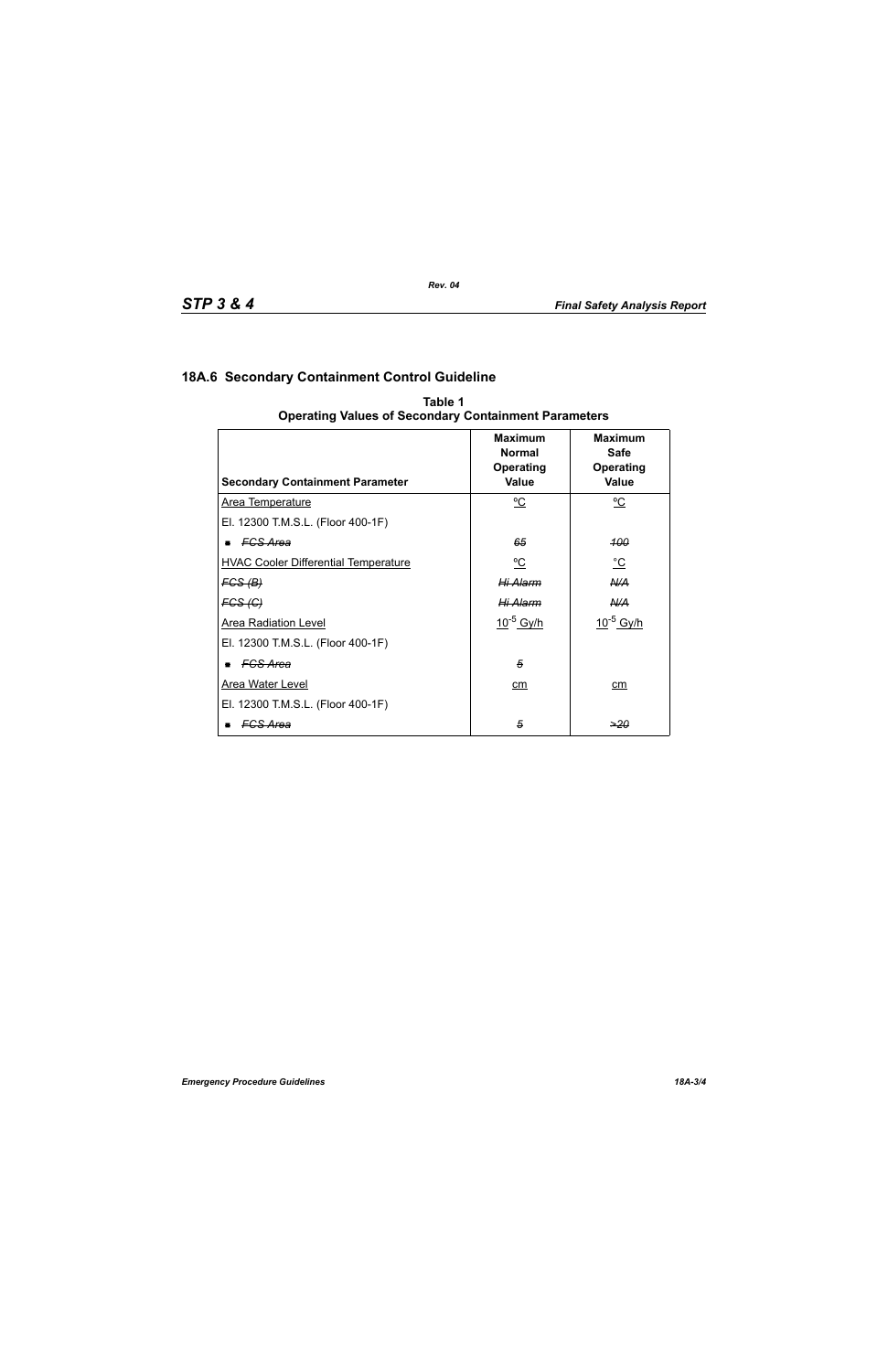## 18A.6 Secondary Containment Control Guideline

**Table 1**
**Operating Values of Secondary Containment Parameters**

| Secondary Containment Parameter | Maximum Normal Operating Value | Maximum Safe Operating Value |
|---|---|---|
| Area Temperature | ºC | ºC |
| El. 12300 T.M.S.L. (Floor 400-1F) | | |
| ▪ ~~FCS Area~~ | ~~65~~ | ~~100~~ |
| HVAC Cooler Differential Temperature | ºC | °C |
| ~~FCS (B)~~ | ~~Hi Alarm~~ | ~~N/A~~ |
| ~~FCS (C)~~ | ~~Hi Alarm~~ | ~~N/A~~ |
| Area Radiation Level | $10^{-5}$ Gy/h | $10^{-5}$ Gy/h |
| El. 12300 T.M.S.L. (Floor 400-1F) | | |
| ▪ ~~FCS Area~~ | ~~5~~ | |
| Area Water Level | cm | cm |
| El. 12300 T.M.S.L. (Floor 400-1F) | | |
| ▪ ~~FCS Area~~ | ~~5~~ | ~~>20~~ |